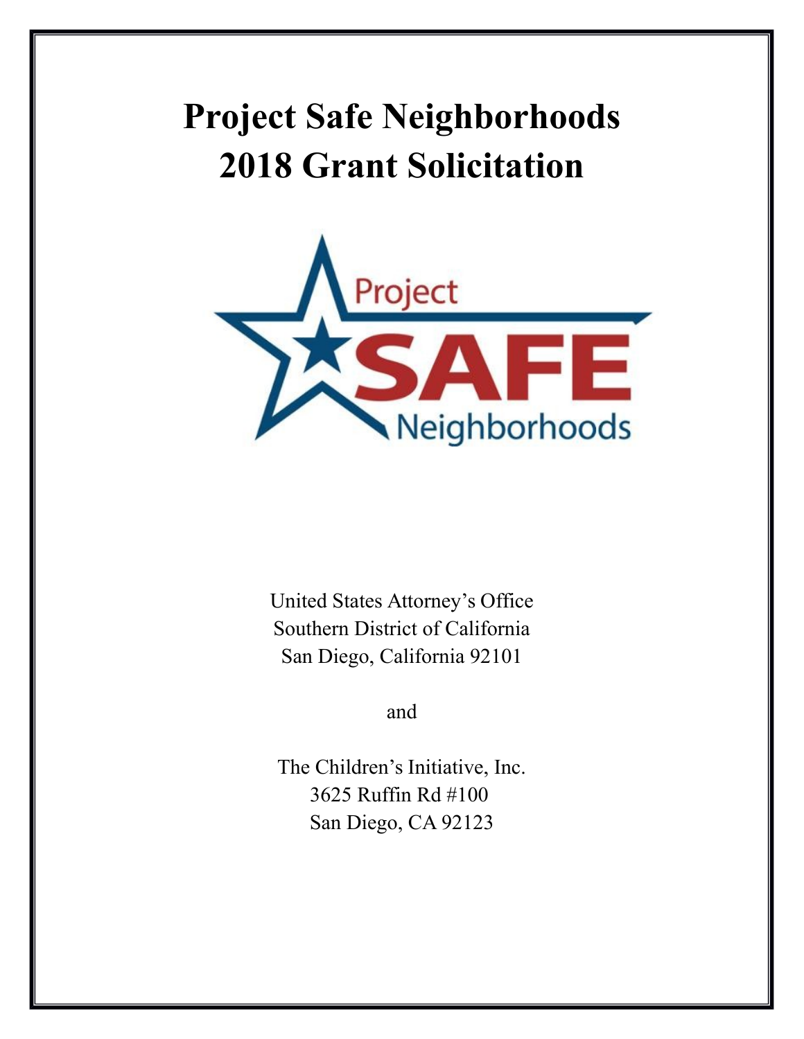# Project Safe Neighborhoods 2018 Grant Solicitation

United States Attorney's Office
Southern District of California
San Diego, California 92101

and

The Children's Initiative, Inc.
3625 Ruffin Rd #100
San Diego, CA 92123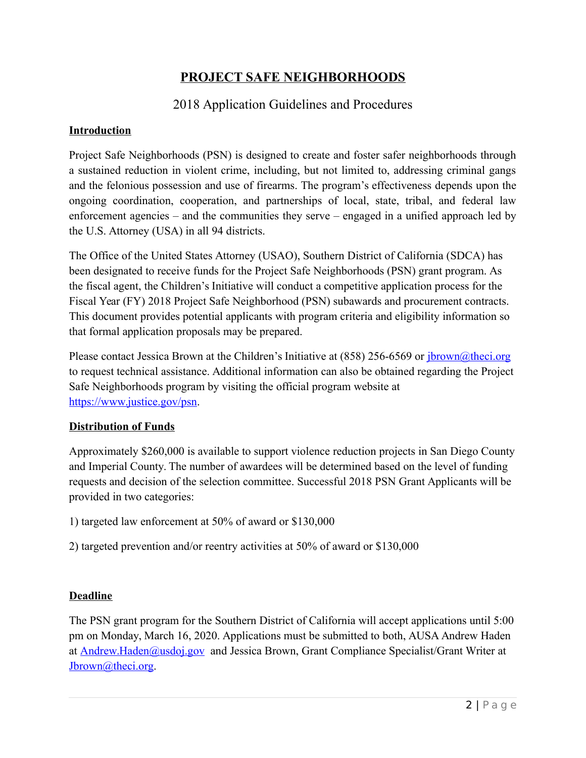# PROJECT SAFE NEIGHBORHOODS

## 2018 Application Guidelines and Procedures

### Introduction

Project Safe Neighborhoods (PSN) is designed to create and foster safer neighborhoods through a sustained reduction in violent crime, including, but not limited to, addressing criminal gangs and the felonious possession and use of firearms. The program's effectiveness depends upon the ongoing coordination, cooperation, and partnerships of local, state, tribal, and federal law enforcement agencies – and the communities they serve – engaged in a unified approach led by the U.S. Attorney (USA) in all 94 districts.

The Office of the United States Attorney (USAO), Southern District of California (SDCA) has been designated to receive funds for the Project Safe Neighborhoods (PSN) grant program. As the fiscal agent, the Children's Initiative will conduct a competitive application process for the Fiscal Year (FY) 2018 Project Safe Neighborhood (PSN) subawards and procurement contracts. This document provides potential applicants with program criteria and eligibility information so that formal application proposals may be prepared.

Please contact Jessica Brown at the Children's Initiative at (858) 256-6569 or jbrown@theci.org to request technical assistance. Additional information can also be obtained regarding the Project Safe Neighborhoods program by visiting the official program website at https://www.justice.gov/psn.

### Distribution of Funds

Approximately $260,000 is available to support violence reduction projects in San Diego County and Imperial County. The number of awardees will be determined based on the level of funding requests and decision of the selection committee. Successful 2018 PSN Grant Applicants will be provided in two categories:

1) targeted law enforcement at 50% of award or $130,000

2) targeted prevention and/or reentry activities at 50% of award or $130,000

### Deadline

The PSN grant program for the Southern District of California will accept applications until 5:00 pm on Monday, March 16, 2020. Applications must be submitted to both, AUSA Andrew Haden at Andrew.Haden@usdoj.gov and Jessica Brown, Grant Compliance Specialist/Grant Writer at Jbrown@theci.org.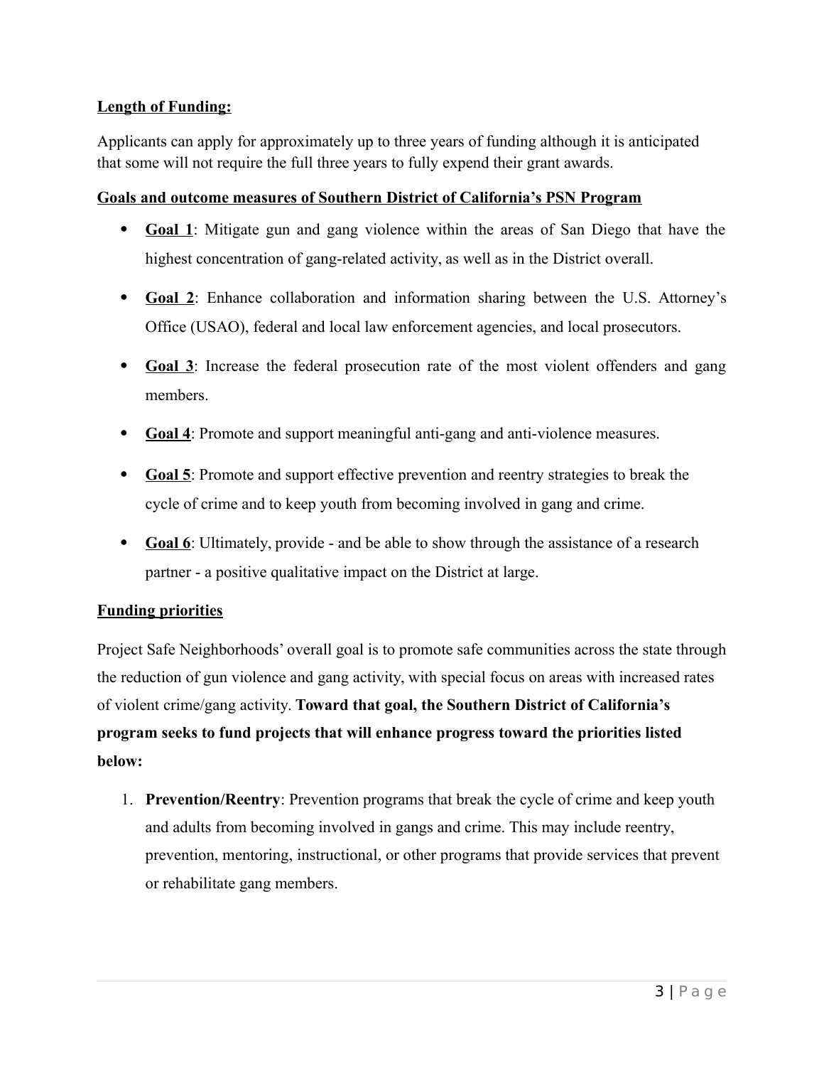**Length of Funding:**

Applicants can apply for approximately up to three years of funding although it is anticipated that some will not require the full three years to fully expend their grant awards.

**Goals and outcome measures of Southern District of California's PSN Program**

- **Goal 1**: Mitigate gun and gang violence within the areas of San Diego that have the highest concentration of gang-related activity, as well as in the District overall.
- **Goal 2**: Enhance collaboration and information sharing between the U.S. Attorney's Office (USAO), federal and local law enforcement agencies, and local prosecutors.
- **Goal 3**: Increase the federal prosecution rate of the most violent offenders and gang members.
- **Goal 4**: Promote and support meaningful anti-gang and anti-violence measures.
- **Goal 5**: Promote and support effective prevention and reentry strategies to break the cycle of crime and to keep youth from becoming involved in gang and crime.
- **Goal 6**: Ultimately, provide - and be able to show through the assistance of a research partner - a positive qualitative impact on the District at large.

**Funding priorities**

Project Safe Neighborhoods' overall goal is to promote safe communities across the state through the reduction of gun violence and gang activity, with special focus on areas with increased rates of violent crime/gang activity. **Toward that goal, the Southern District of California's program seeks to fund projects that will enhance progress toward the priorities listed below:**

1. **Prevention/Reentry**: Prevention programs that break the cycle of crime and keep youth and adults from becoming involved in gangs and crime. This may include reentry, prevention, mentoring, instructional, or other programs that provide services that prevent or rehabilitate gang members.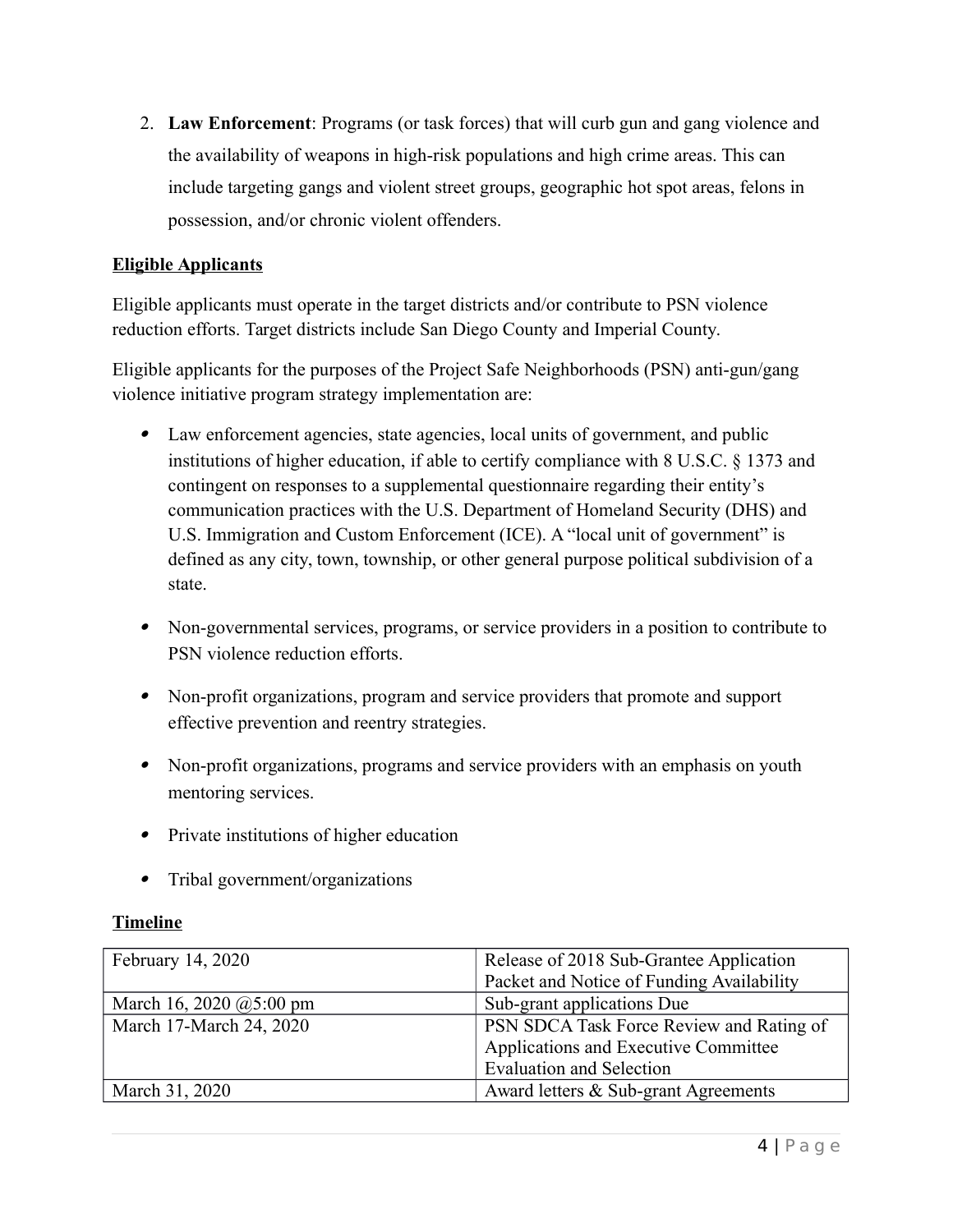2. **Law Enforcement**: Programs (or task forces) that will curb gun and gang violence and the availability of weapons in high-risk populations and high crime areas. This can include targeting gangs and violent street groups, geographic hot spot areas, felons in possession, and/or chronic violent offenders.

**Eligible Applicants**

Eligible applicants must operate in the target districts and/or contribute to PSN violence reduction efforts. Target districts include San Diego County and Imperial County.

Eligible applicants for the purposes of the Project Safe Neighborhoods (PSN) anti-gun/gang violence initiative program strategy implementation are:

- Law enforcement agencies, state agencies, local units of government, and public institutions of higher education, if able to certify compliance with 8 U.S.C. § 1373 and contingent on responses to a supplemental questionnaire regarding their entity's communication practices with the U.S. Department of Homeland Security (DHS) and U.S. Immigration and Custom Enforcement (ICE). A "local unit of government" is defined as any city, town, township, or other general purpose political subdivision of a state.
- Non-governmental services, programs, or service providers in a position to contribute to PSN violence reduction efforts.
- Non-profit organizations, program and service providers that promote and support effective prevention and reentry strategies.
- Non-profit organizations, programs and service providers with an emphasis on youth mentoring services.
- Private institutions of higher education
- Tribal government/organizations

**Timeline**

| | |
|---|---|
| February 14, 2020 | Release of 2018 Sub-Grantee Application Packet and Notice of Funding Availability |
| March 16, 2020 @5:00 pm | Sub-grant applications Due |
| March 17-March 24, 2020 | PSN SDCA Task Force Review and Rating of Applications and Executive Committee Evaluation and Selection |
| March 31, 2020 | Award letters & Sub-grant Agreements |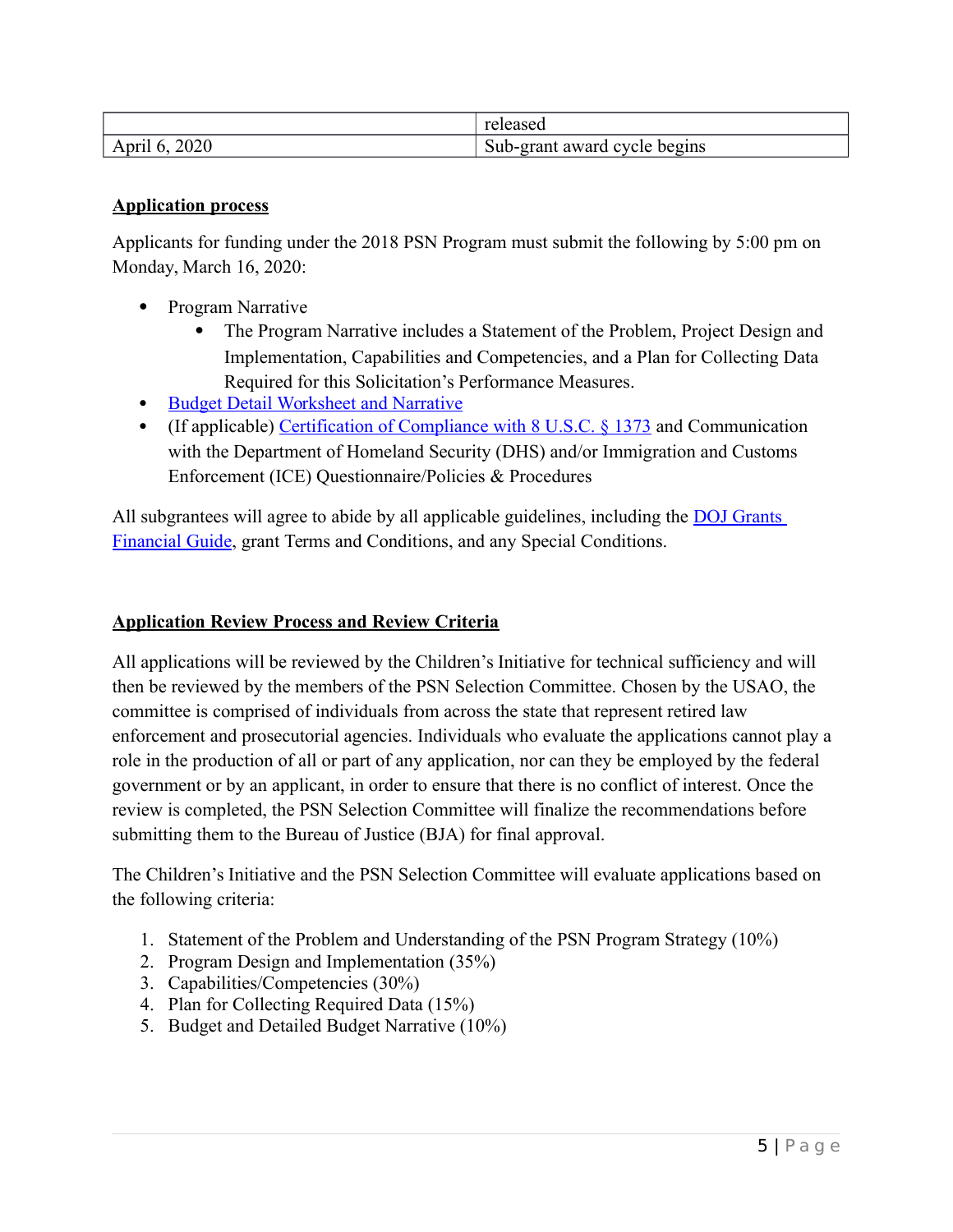|  | released |
| --- | --- |
| April 6, 2020 | Sub-grant award cycle begins |

## Application process

Applicants for funding under the 2018 PSN Program must submit the following by 5:00 pm on Monday, March 16, 2020:

- Program Narrative
  - The Program Narrative includes a Statement of the Problem, Project Design and Implementation, Capabilities and Competencies, and a Plan for Collecting Data Required for this Solicitation's Performance Measures.
- Budget Detail Worksheet and Narrative
- (If applicable) Certification of Compliance with 8 U.S.C. § 1373 and Communication with the Department of Homeland Security (DHS) and/or Immigration and Customs Enforcement (ICE) Questionnaire/Policies & Procedures

All subgrantees will agree to abide by all applicable guidelines, including the DOJ Grants Financial Guide, grant Terms and Conditions, and any Special Conditions.

## Application Review Process and Review Criteria

All applications will be reviewed by the Children's Initiative for technical sufficiency and will then be reviewed by the members of the PSN Selection Committee. Chosen by the USAO, the committee is comprised of individuals from across the state that represent retired law enforcement and prosecutorial agencies. Individuals who evaluate the applications cannot play a role in the production of all or part of any application, nor can they be employed by the federal government or by an applicant, in order to ensure that there is no conflict of interest. Once the review is completed, the PSN Selection Committee will finalize the recommendations before submitting them to the Bureau of Justice (BJA) for final approval.

The Children's Initiative and the PSN Selection Committee will evaluate applications based on the following criteria:

1. Statement of the Problem and Understanding of the PSN Program Strategy (10%)
2. Program Design and Implementation (35%)
3. Capabilities/Competencies (30%)
4. Plan for Collecting Required Data (15%)
5. Budget and Detailed Budget Narrative (10%)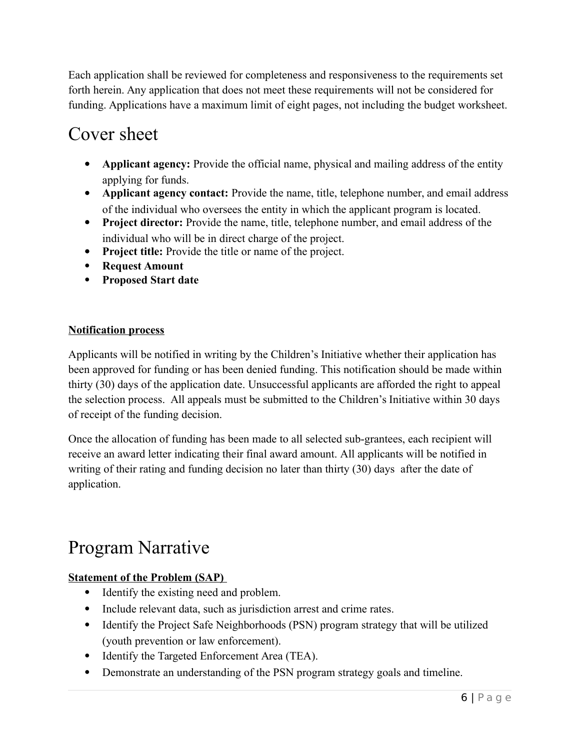Each application shall be reviewed for completeness and responsiveness to the requirements set forth herein. Any application that does not meet these requirements will not be considered for funding. Applications have a maximum limit of eight pages, not including the budget worksheet.

# Cover sheet

- **Applicant agency:** Provide the official name, physical and mailing address of the entity applying for funds.
- **Applicant agency contact:** Provide the name, title, telephone number, and email address of the individual who oversees the entity in which the applicant program is located.
- **Project director:** Provide the name, title, telephone number, and email address of the individual who will be in direct charge of the project.
- **Project title:** Provide the title or name of the project.
- **Request Amount**
- **Proposed Start date**

**Notification process**

Applicants will be notified in writing by the Children's Initiative whether their application has been approved for funding or has been denied funding. This notification should be made within thirty (30) days of the application date. Unsuccessful applicants are afforded the right to appeal the selection process. All appeals must be submitted to the Children's Initiative within 30 days of receipt of the funding decision.

Once the allocation of funding has been made to all selected sub-grantees, each recipient will receive an award letter indicating their final award amount. All applicants will be notified in writing of their rating and funding decision no later than thirty (30) days after the date of application.

# Program Narrative

**Statement of the Problem (SAP)**

- Identify the existing need and problem.
- Include relevant data, such as jurisdiction arrest and crime rates.
- Identify the Project Safe Neighborhoods (PSN) program strategy that will be utilized (youth prevention or law enforcement).
- Identify the Targeted Enforcement Area (TEA).
- Demonstrate an understanding of the PSN program strategy goals and timeline.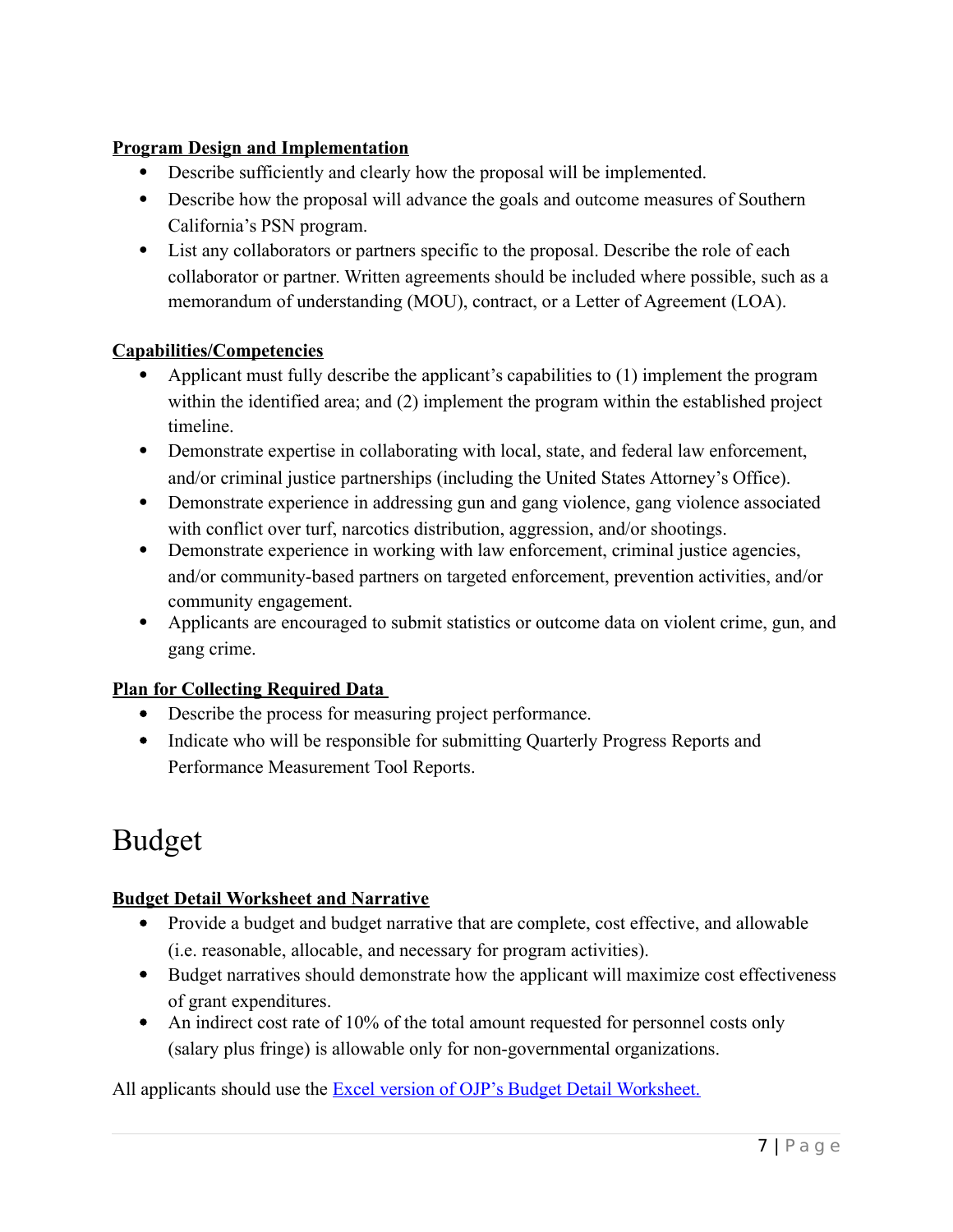**Program Design and Implementation**

- Describe sufficiently and clearly how the proposal will be implemented.
- Describe how the proposal will advance the goals and outcome measures of Southern California's PSN program.
- List any collaborators or partners specific to the proposal. Describe the role of each collaborator or partner. Written agreements should be included where possible, such as a memorandum of understanding (MOU), contract, or a Letter of Agreement (LOA).

**Capabilities/Competencies**

- Applicant must fully describe the applicant's capabilities to (1) implement the program within the identified area; and (2) implement the program within the established project timeline.
- Demonstrate expertise in collaborating with local, state, and federal law enforcement, and/or criminal justice partnerships (including the United States Attorney's Office).
- Demonstrate experience in addressing gun and gang violence, gang violence associated with conflict over turf, narcotics distribution, aggression, and/or shootings.
- Demonstrate experience in working with law enforcement, criminal justice agencies, and/or community-based partners on targeted enforcement, prevention activities, and/or community engagement.
- Applicants are encouraged to submit statistics or outcome data on violent crime, gun, and gang crime.

**Plan for Collecting Required Data**

- Describe the process for measuring project performance.
- Indicate who will be responsible for submitting Quarterly Progress Reports and Performance Measurement Tool Reports.

# Budget

**Budget Detail Worksheet and Narrative**

- Provide a budget and budget narrative that are complete, cost effective, and allowable (i.e. reasonable, allocable, and necessary for program activities).
- Budget narratives should demonstrate how the applicant will maximize cost effectiveness of grant expenditures.
- An indirect cost rate of 10% of the total amount requested for personnel costs only (salary plus fringe) is allowable only for non-governmental organizations.

All applicants should use the Excel version of OJP's Budget Detail Worksheet.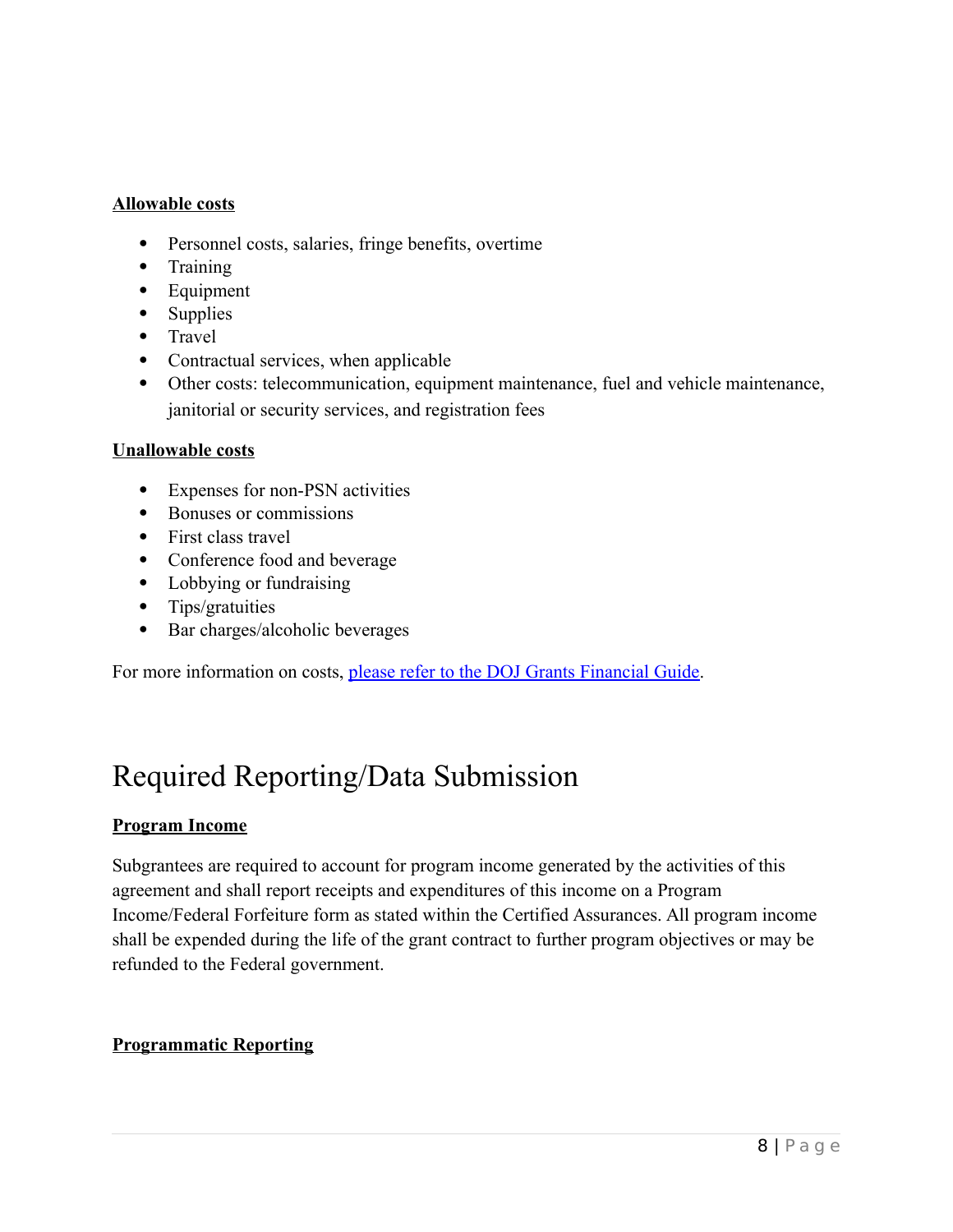**Allowable costs**

- Personnel costs, salaries, fringe benefits, overtime
- Training
- Equipment
- Supplies
- Travel
- Contractual services, when applicable
- Other costs: telecommunication, equipment maintenance, fuel and vehicle maintenance, janitorial or security services, and registration fees

**Unallowable costs**

- Expenses for non-PSN activities
- Bonuses or commissions
- First class travel
- Conference food and beverage
- Lobbying or fundraising
- Tips/gratuities
- Bar charges/alcoholic beverages

For more information on costs, please refer to the DOJ Grants Financial Guide.

# Required Reporting/Data Submission

**Program Income**

Subgrantees are required to account for program income generated by the activities of this agreement and shall report receipts and expenditures of this income on a Program Income/Federal Forfeiture form as stated within the Certified Assurances. All program income shall be expended during the life of the grant contract to further program objectives or may be refunded to the Federal government.

**Programmatic Reporting**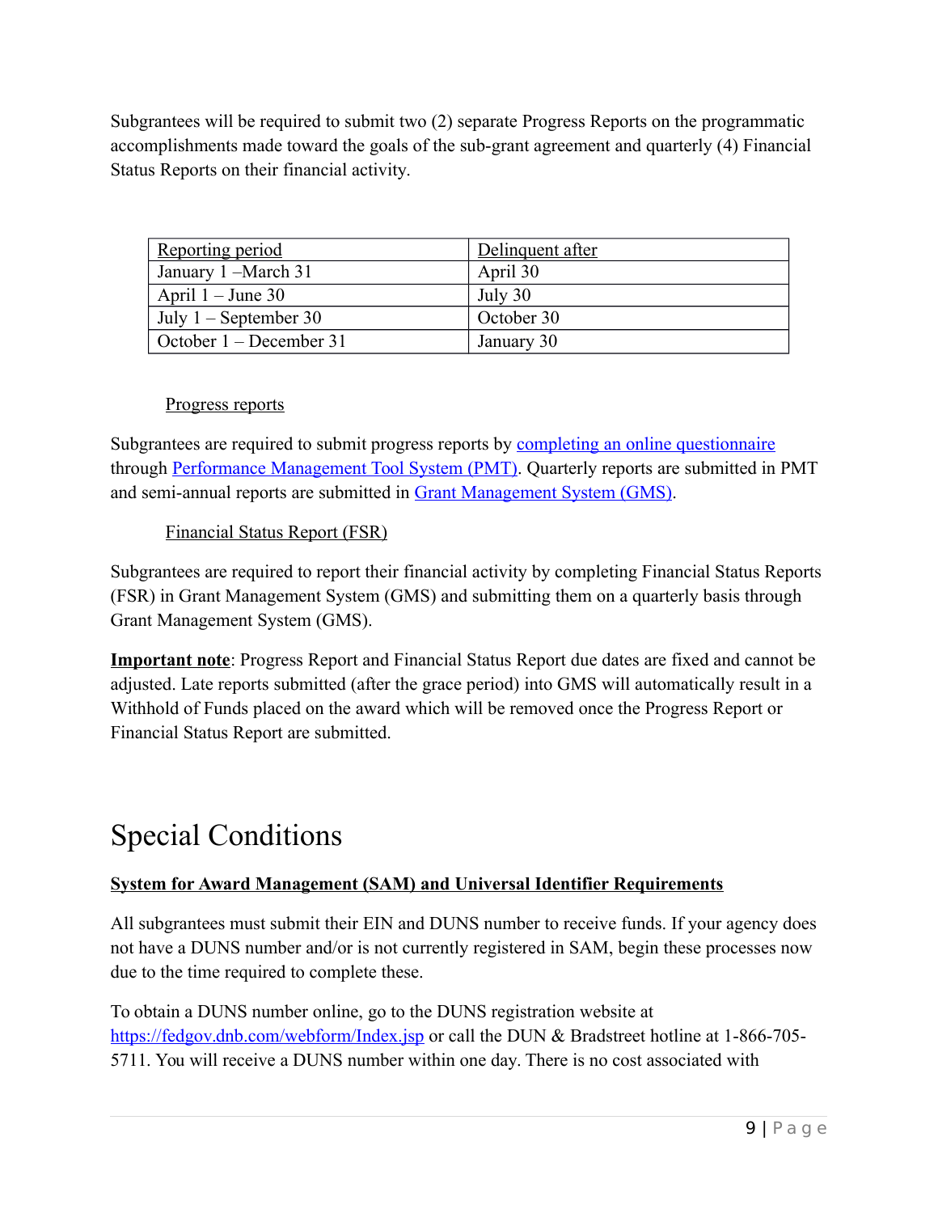Subgrantees will be required to submit two (2) separate Progress Reports on the programmatic accomplishments made toward the goals of the sub-grant agreement and quarterly (4) Financial Status Reports on their financial activity.

| Reporting period | Delinquent after |
| --- | --- |
| January 1 –March 31 | April 30 |
| April 1 – June 30 | July 30 |
| July 1 – September 30 | October 30 |
| October 1 – December 31 | January 30 |

Progress reports

Subgrantees are required to submit progress reports by completing an online questionnaire through Performance Management Tool System (PMT). Quarterly reports are submitted in PMT and semi-annual reports are submitted in Grant Management System (GMS).

Financial Status Report (FSR)

Subgrantees are required to report their financial activity by completing Financial Status Reports (FSR) in Grant Management System (GMS) and submitting them on a quarterly basis through Grant Management System (GMS).

**Important note**: Progress Report and Financial Status Report due dates are fixed and cannot be adjusted. Late reports submitted (after the grace period) into GMS will automatically result in a Withhold of Funds placed on the award which will be removed once the Progress Report or Financial Status Report are submitted.

# Special Conditions

**System for Award Management (SAM) and Universal Identifier Requirements**

All subgrantees must submit their EIN and DUNS number to receive funds. If your agency does not have a DUNS number and/or is not currently registered in SAM, begin these processes now due to the time required to complete these.

To obtain a DUNS number online, go to the DUNS registration website at https://fedgov.dnb.com/webform/Index.jsp or call the DUN & Bradstreet hotline at 1-866-705-5711. You will receive a DUNS number within one day. There is no cost associated with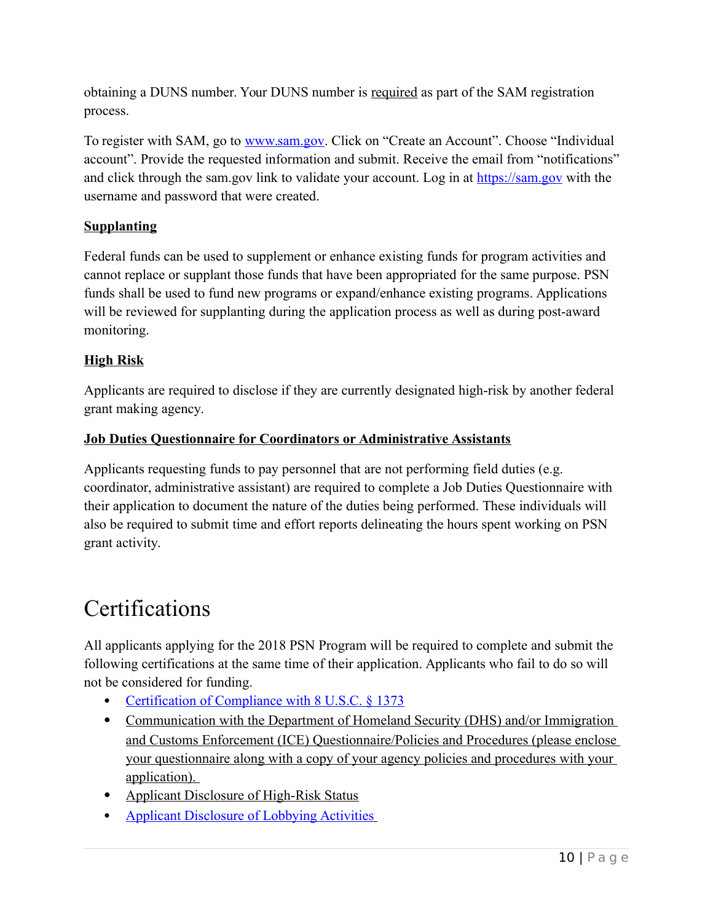obtaining a DUNS number. Your DUNS number is required as part of the SAM registration process.

To register with SAM, go to [www.sam.gov](www.sam.gov). Click on "Create an Account". Choose "Individual account". Provide the requested information and submit. Receive the email from "notifications" and click through the sam.gov link to validate your account. Log in at [https://sam.gov](https://sam.gov) with the username and password that were created.

**Supplanting**

Federal funds can be used to supplement or enhance existing funds for program activities and cannot replace or supplant those funds that have been appropriated for the same purpose. PSN funds shall be used to fund new programs or expand/enhance existing programs. Applications will be reviewed for supplanting during the application process as well as during post-award monitoring.

**High Risk**

Applicants are required to disclose if they are currently designated high-risk by another federal grant making agency.

**Job Duties Questionnaire for Coordinators or Administrative Assistants**

Applicants requesting funds to pay personnel that are not performing field duties (e.g. coordinator, administrative assistant) are required to complete a Job Duties Questionnaire with their application to document the nature of the duties being performed. These individuals will also be required to submit time and effort reports delineating the hours spent working on PSN grant activity.

# Certifications

All applicants applying for the 2018 PSN Program will be required to complete and submit the following certifications at the same time of their application. Applicants who fail to do so will not be considered for funding.

- Certification of Compliance with 8 U.S.C. § 1373
- Communication with the Department of Homeland Security (DHS) and/or Immigration and Customs Enforcement (ICE) Questionnaire/Policies and Procedures (please enclose your questionnaire along with a copy of your agency policies and procedures with your application).
- Applicant Disclosure of High-Risk Status
- Applicant Disclosure of Lobbying Activities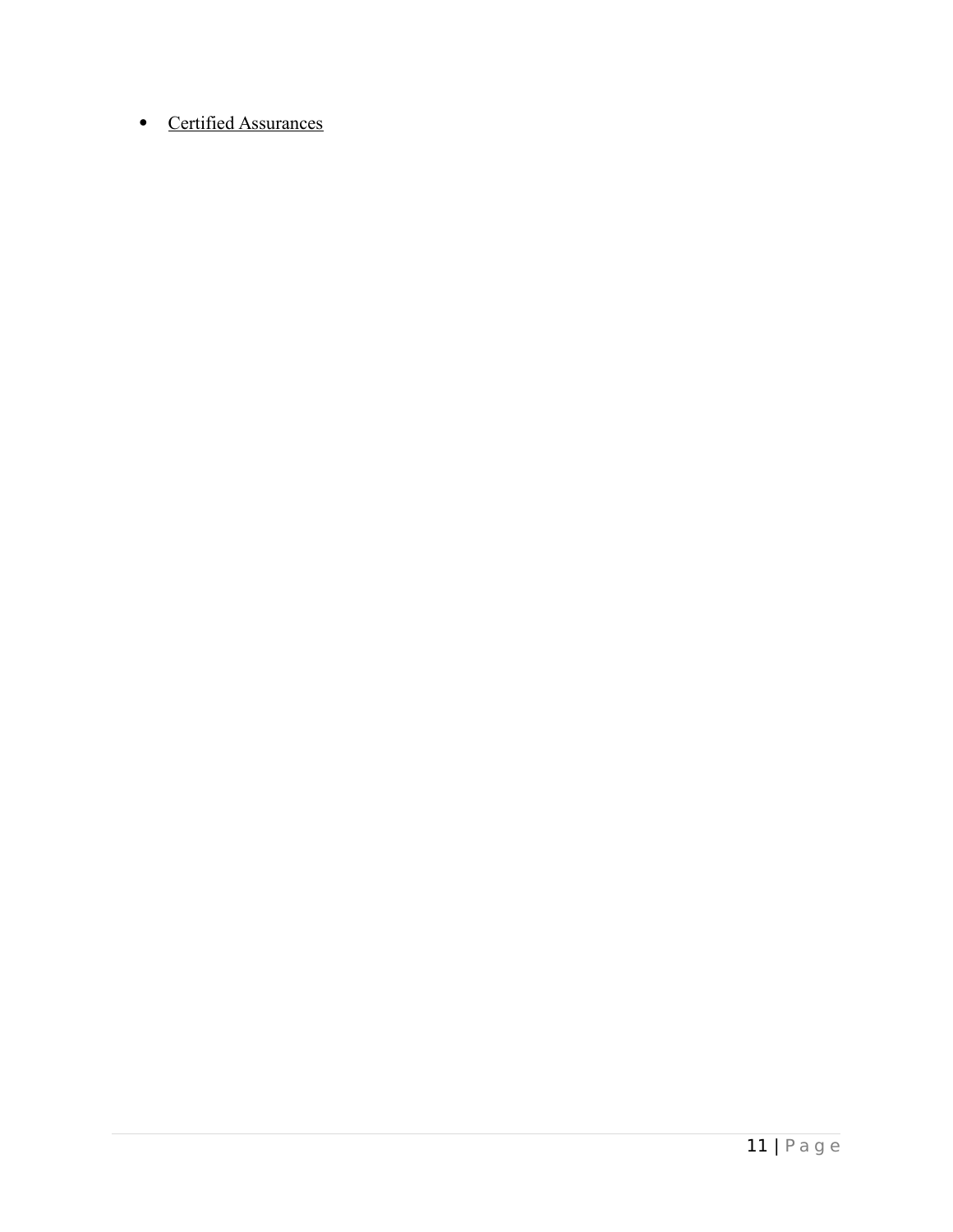- Certified Assurances